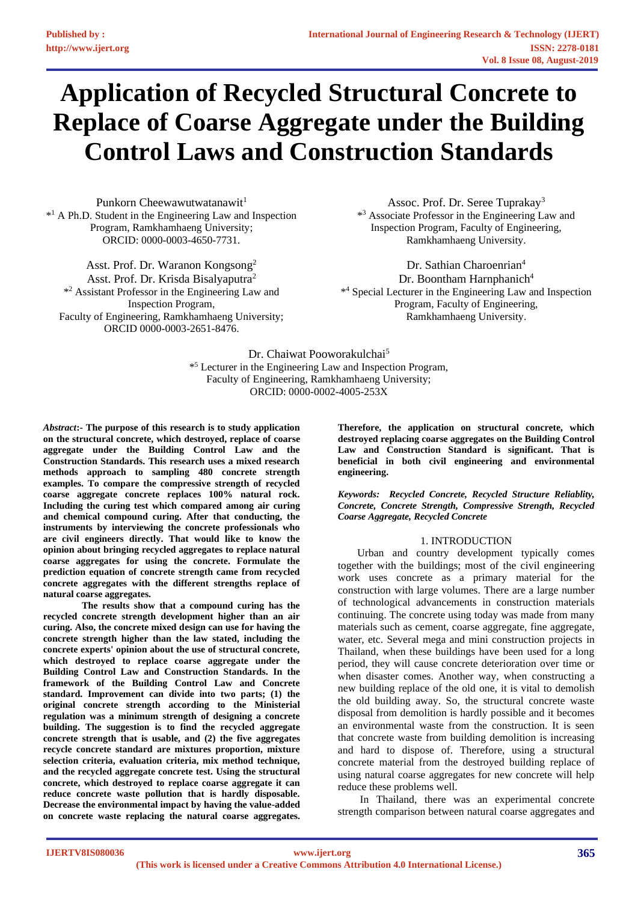# Application of Recycled Structural Concrete to Replace of Coarse Aggregate under the Building Control Laws and Construction Standards

Punkorn Cheewawutwatanawit[1]
*[1] A Ph.D. Student in the Engineering Law and Inspection Program, Ramkhamhaeng University;
ORCID: 0000-0003-4650-7731.

Asst. Prof. Dr. Waranon Kongsong[2]
Asst. Prof. Dr. Krisda Bisalyaputra[2]
*[2] Assistant Professor in the Engineering Law and Inspection Program,
Faculty of Engineering, Ramkhamhaeng University;
ORCID 0000-0003-2651-8476.

Assoc. Prof. Dr. Seree Tuprakay[3]
*[3] Associate Professor in the Engineering Law and Inspection Program, Faculty of Engineering,
Ramkhamhaeng University.

Dr. Sathian Charoenrian[4]
Dr. Boontham Harnphanich[4]
*[4] Special Lecturer in the Engineering Law and Inspection Program, Faculty of Engineering,
Ramkhamhaeng University.

Dr. Chaiwat Pooworakulchai[5]
*[5] Lecturer in the Engineering Law and Inspection Program,
Faculty of Engineering, Ramkhamhaeng University;
ORCID: 0000-0002-4005-253X

***Abstract*:- The purpose of this research is to study application on the structural concrete, which destroyed, replace of coarse aggregate under the Building Control Law and the Construction Standards. This research uses a mixed research methods approach to sampling 480 concrete strength examples. To compare the compressive strength of recycled coarse aggregate concrete replaces 100% natural rock. Including the curing test which compared among air curing and chemical compound curing. After that conducting, the instruments by interviewing the concrete professionals who are civil engineers directly. That would like to know the opinion about bringing recycled aggregates to replace natural coarse aggregates for using the concrete. Formulate the prediction equation of concrete strength came from recycled concrete aggregates with the different strengths replace of natural coarse aggregates.**

**The results show that a compound curing has the recycled concrete strength development higher than an air curing. Also, the concrete mixed design can use for having the concrete strength higher than the law stated, including the concrete experts' opinion about the use of structural concrete, which destroyed to replace coarse aggregate under the Building Control Law and Construction Standards. In the framework of the Building Control Law and Concrete standard. Improvement can divide into two parts; (1) the original concrete strength according to the Ministerial regulation was a minimum strength of designing a concrete building. The suggestion is to find the recycled aggregate concrete strength that is usable, and (2) the five aggregates recycle concrete standard are mixtures proportion, mixture selection criteria, evaluation criteria, mix method technique, and the recycled aggregate concrete test. Using the structural concrete, which destroyed to replace coarse aggregate it can reduce concrete waste pollution that is hardly disposable. Decrease the environmental impact by having the value-added on concrete waste replacing the natural coarse aggregates. Therefore, the application on structural concrete, which destroyed replacing coarse aggregates on the Building Control Law and Construction Standard is significant. That is beneficial in both civil engineering and environmental engineering.**

***Keywords:* *Recycled Concrete, Recycled Structure Reliablity, Concrete, Concrete Strength, Compressive Strength, Recycled Coarse Aggregate, Recycled Concrete***

## 1. INTRODUCTION

Urban and country development typically comes together with the buildings; most of the civil engineering work uses concrete as a primary material for the construction with large volumes. There are a large number of technological advancements in construction materials continuing. The concrete using today was made from many materials such as cement, coarse aggregate, fine aggregate, water, etc. Several mega and mini construction projects in Thailand, when these buildings have been used for a long period, they will cause concrete deterioration over time or when disaster comes. Another way, when constructing a new building replace of the old one, it is vital to demolish the old building away. So, the structural concrete waste disposal from demolition is hardly possible and it becomes an environmental waste from the construction. It is seen that concrete waste from building demolition is increasing and hard to dispose of. Therefore, using a structural concrete material from the destroyed building replace of using natural coarse aggregates for new concrete will help reduce these problems well.

In Thailand, there was an experimental concrete strength comparison between natural coarse aggregates and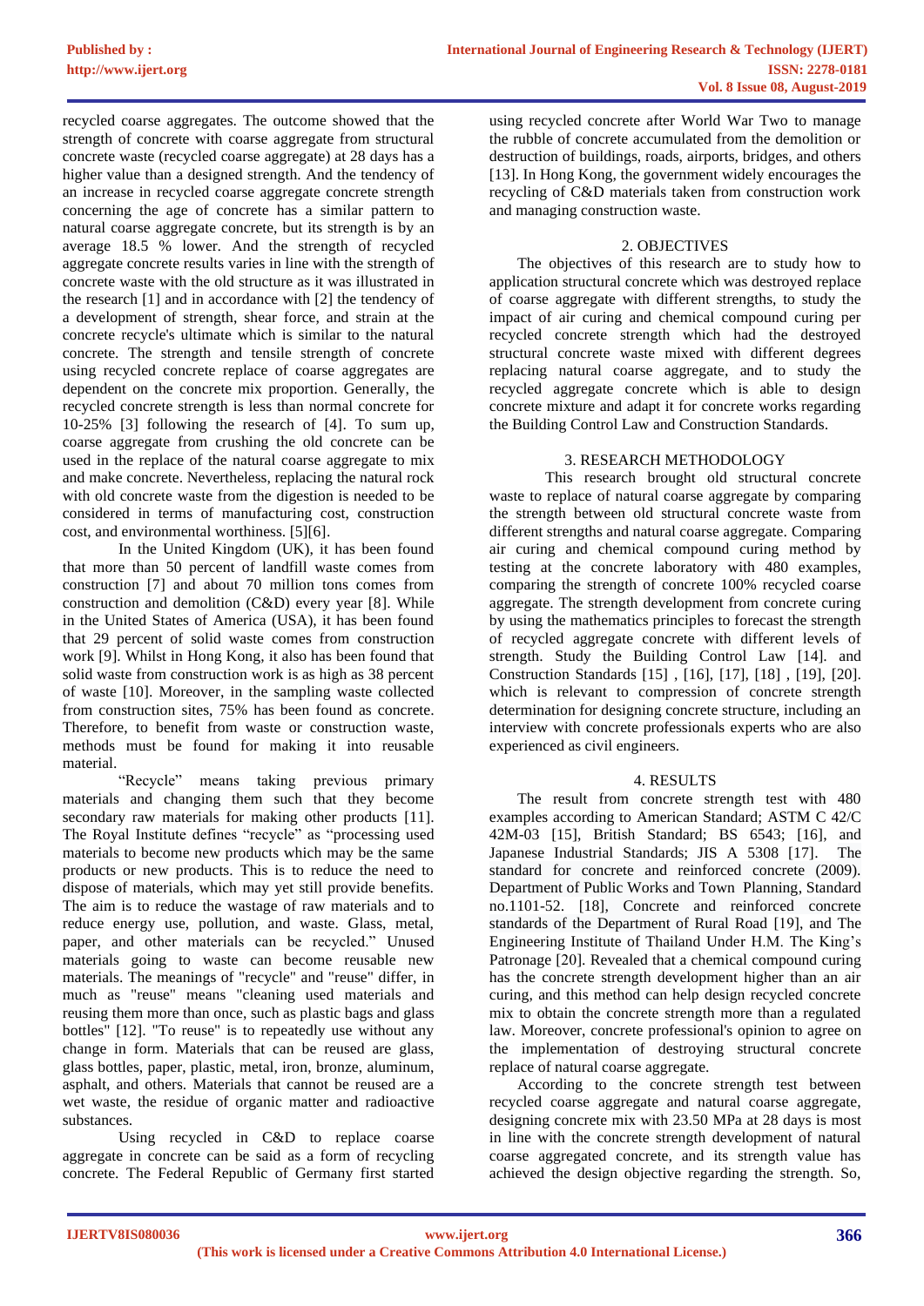recycled coarse aggregates. The outcome showed that the strength of concrete with coarse aggregate from structural concrete waste (recycled coarse aggregate) at 28 days has a higher value than a designed strength. And the tendency of an increase in recycled coarse aggregate concrete strength concerning the age of concrete has a similar pattern to natural coarse aggregate concrete, but its strength is by an average 18.5 % lower. And the strength of recycled aggregate concrete results varies in line with the strength of concrete waste with the old structure as it was illustrated in the research [1] and in accordance with [2] the tendency of a development of strength, shear force, and strain at the concrete recycle's ultimate which is similar to the natural concrete. The strength and tensile strength of concrete using recycled concrete replace of coarse aggregates are dependent on the concrete mix proportion. Generally, the recycled concrete strength is less than normal concrete for 10-25% [3] following the research of [4]. To sum up, coarse aggregate from crushing the old concrete can be used in the replace of the natural coarse aggregate to mix and make concrete. Nevertheless, replacing the natural rock with old concrete waste from the digestion is needed to be considered in terms of manufacturing cost, construction cost, and environmental worthiness. [5][6].

In the United Kingdom (UK), it has been found that more than 50 percent of landfill waste comes from construction [7] and about 70 million tons comes from construction and demolition (C&D) every year [8]. While in the United States of America (USA), it has been found that 29 percent of solid waste comes from construction work [9]. Whilst in Hong Kong, it also has been found that solid waste from construction work is as high as 38 percent of waste [10]. Moreover, in the sampling waste collected from construction sites, 75% has been found as concrete. Therefore, to benefit from waste or construction waste, methods must be found for making it into reusable material.

"Recycle" means taking previous primary materials and changing them such that they become secondary raw materials for making other products [11]. The Royal Institute defines "recycle" as "processing used materials to become new products which may be the same products or new products. This is to reduce the need to dispose of materials, which may yet still provide benefits. The aim is to reduce the wastage of raw materials and to reduce energy use, pollution, and waste. Glass, metal, paper, and other materials can be recycled." Unused materials going to waste can become reusable new materials. The meanings of "recycle" and "reuse" differ, in much as "reuse" means "cleaning used materials and reusing them more than once, such as plastic bags and glass bottles" [12]. "To reuse" is to repeatedly use without any change in form. Materials that can be reused are glass, glass bottles, paper, plastic, metal, iron, bronze, aluminum, asphalt, and others. Materials that cannot be reused are a wet waste, the residue of organic matter and radioactive substances.

Using recycled in C&D to replace coarse aggregate in concrete can be said as a form of recycling concrete. The Federal Republic of Germany first started using recycled concrete after World War Two to manage the rubble of concrete accumulated from the demolition or destruction of buildings, roads, airports, bridges, and others [13]. In Hong Kong, the government widely encourages the recycling of C&D materials taken from construction work and managing construction waste.

## 2. OBJECTIVES

The objectives of this research are to study how to application structural concrete which was destroyed replace of coarse aggregate with different strengths, to study the impact of air curing and chemical compound curing per recycled concrete strength which had the destroyed structural concrete waste mixed with different degrees replacing natural coarse aggregate, and to study the recycled aggregate concrete which is able to design concrete mixture and adapt it for concrete works regarding the Building Control Law and Construction Standards.

## 3. RESEARCH METHODOLOGY

This research brought old structural concrete waste to replace of natural coarse aggregate by comparing the strength between old structural concrete waste from different strengths and natural coarse aggregate. Comparing air curing and chemical compound curing method by testing at the concrete laboratory with 480 examples, comparing the strength of concrete 100% recycled coarse aggregate. The strength development from concrete curing by using the mathematics principles to forecast the strength of recycled aggregate concrete with different levels of strength. Study the Building Control Law [14]. and Construction Standards [15] , [16], [17], [18] , [19], [20]. which is relevant to compression of concrete strength determination for designing concrete structure, including an interview with concrete professionals experts who are also experienced as civil engineers.

## 4. RESULTS

The result from concrete strength test with 480 examples according to American Standard; ASTM C 42/C 42M-03 [15], British Standard; BS 6543; [16], and Japanese Industrial Standards; JIS A 5308 [17]. The standard for concrete and reinforced concrete (2009). Department of Public Works and Town Planning, Standard no.1101-52. [18], Concrete and reinforced concrete standards of the Department of Rural Road [19], and The Engineering Institute of Thailand Under H.M. The King's Patronage [20]. Revealed that a chemical compound curing has the concrete strength development higher than an air curing, and this method can help design recycled concrete mix to obtain the concrete strength more than a regulated law. Moreover, concrete professional's opinion to agree on the implementation of destroying structural concrete replace of natural coarse aggregate.

According to the concrete strength test between recycled coarse aggregate and natural coarse aggregate, designing concrete mix with 23.50 MPa at 28 days is most in line with the concrete strength development of natural coarse aggregated concrete, and its strength value has achieved the design objective regarding the strength. So,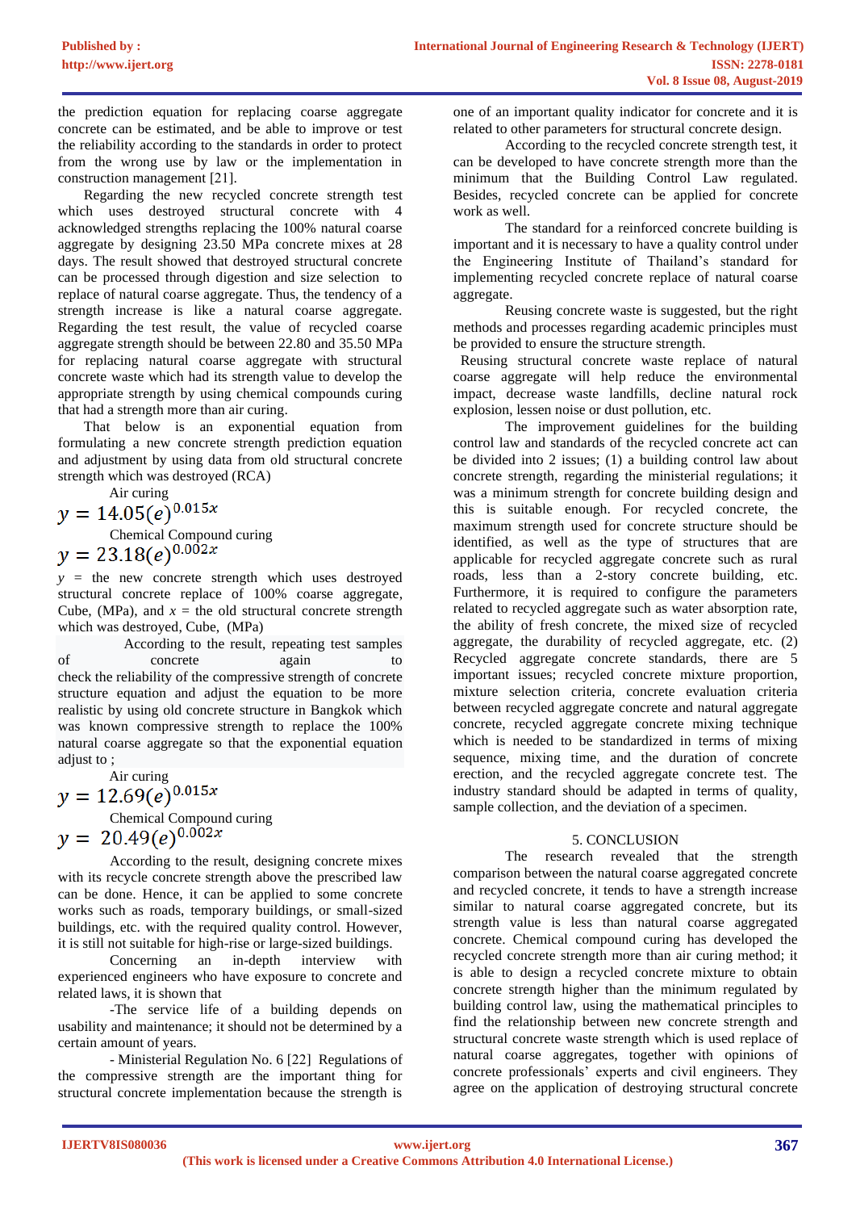the prediction equation for replacing coarse aggregate concrete can be estimated, and be able to improve or test the reliability according to the standards in order to protect from the wrong use by law or the implementation in construction management [21].

Regarding the new recycled concrete strength test which uses destroyed structural concrete with 4 acknowledged strengths replacing the 100% natural coarse aggregate by designing 23.50 MPa concrete mixes at 28 days. The result showed that destroyed structural concrete can be processed through digestion and size selection to replace of natural coarse aggregate. Thus, the tendency of a strength increase is like a natural coarse aggregate. Regarding the test result, the value of recycled coarse aggregate strength should be between 22.80 and 35.50 MPa for replacing natural coarse aggregate with structural concrete waste which had its strength value to develop the appropriate strength by using chemical compounds curing that had a strength more than air curing.

That below is an exponential equation from formulating a new concrete strength prediction equation and adjustment by using data from old structural concrete strength which was destroyed (RCA)

Air curing

$$y = 14.05(e)^{0.015x}$$

Chemical Compound curing

$$y = 23.18(e)^{0.002x}$$

$y$ = the new concrete strength which uses destroyed structural concrete replace of 100% coarse aggregate, Cube, (MPa), and $x$ = the old structural concrete strength which was destroyed, Cube, (MPa)

According to the result, repeating test samples of concrete again to check the reliability of the compressive strength of concrete structure equation and adjust the equation to be more realistic by using old concrete structure in Bangkok which was known compressive strength to replace the 100% natural coarse aggregate so that the exponential equation adjust to ;

Air curing

$$y = 12.69(e)^{0.015x}$$

Chemical Compound curing

$$y = 20.49(e)^{0.002x}$$

According to the result, designing concrete mixes with its recycle concrete strength above the prescribed law can be done. Hence, it can be applied to some concrete works such as roads, temporary buildings, or small-sized buildings, etc. with the required quality control. However, it is still not suitable for high-rise or large-sized buildings.

Concerning an in-depth interview with experienced engineers who have exposure to concrete and related laws, it is shown that

-The service life of a building depends on usability and maintenance; it should not be determined by a certain amount of years.

- Ministerial Regulation No. 6 [22] Regulations of the compressive strength are the important thing for structural concrete implementation because the strength is one of an important quality indicator for concrete and it is related to other parameters for structural concrete design.

According to the recycled concrete strength test, it can be developed to have concrete strength more than the minimum that the Building Control Law regulated. Besides, recycled concrete can be applied for concrete work as well.

The standard for a reinforced concrete building is important and it is necessary to have a quality control under the Engineering Institute of Thailand's standard for implementing recycled concrete replace of natural coarse aggregate.

Reusing concrete waste is suggested, but the right methods and processes regarding academic principles must be provided to ensure the structure strength.

Reusing structural concrete waste replace of natural coarse aggregate will help reduce the environmental impact, decrease waste landfills, decline natural rock explosion, lessen noise or dust pollution, etc.

The improvement guidelines for the building control law and standards of the recycled concrete act can be divided into 2 issues; (1) a building control law about concrete strength, regarding the ministerial regulations; it was a minimum strength for concrete building design and this is suitable enough. For recycled concrete, the maximum strength used for concrete structure should be identified, as well as the type of structures that are applicable for recycled aggregate concrete such as rural roads, less than a 2-story concrete building, etc. Furthermore, it is required to configure the parameters related to recycled aggregate such as water absorption rate, the ability of fresh concrete, the mixed size of recycled aggregate, the durability of recycled aggregate, etc. (2) Recycled aggregate concrete standards, there are 5 important issues; recycled concrete mixture proportion, mixture selection criteria, concrete evaluation criteria between recycled aggregate concrete and natural aggregate concrete, recycled aggregate concrete mixing technique which is needed to be standardized in terms of mixing sequence, mixing time, and the duration of concrete erection, and the recycled aggregate concrete test. The industry standard should be adapted in terms of quality, sample collection, and the deviation of a specimen.

## 5. CONCLUSION

The research revealed that the strength comparison between the natural coarse aggregated concrete and recycled concrete, it tends to have a strength increase similar to natural coarse aggregated concrete, but its strength value is less than natural coarse aggregated concrete. Chemical compound curing has developed the recycled concrete strength more than air curing method; it is able to design a recycled concrete mixture to obtain concrete strength higher than the minimum regulated by building control law, using the mathematical principles to find the relationship between new concrete strength and structural concrete waste strength which is used replace of natural coarse aggregates, together with opinions of concrete professionals' experts and civil engineers. They agree on the application of destroying structural concrete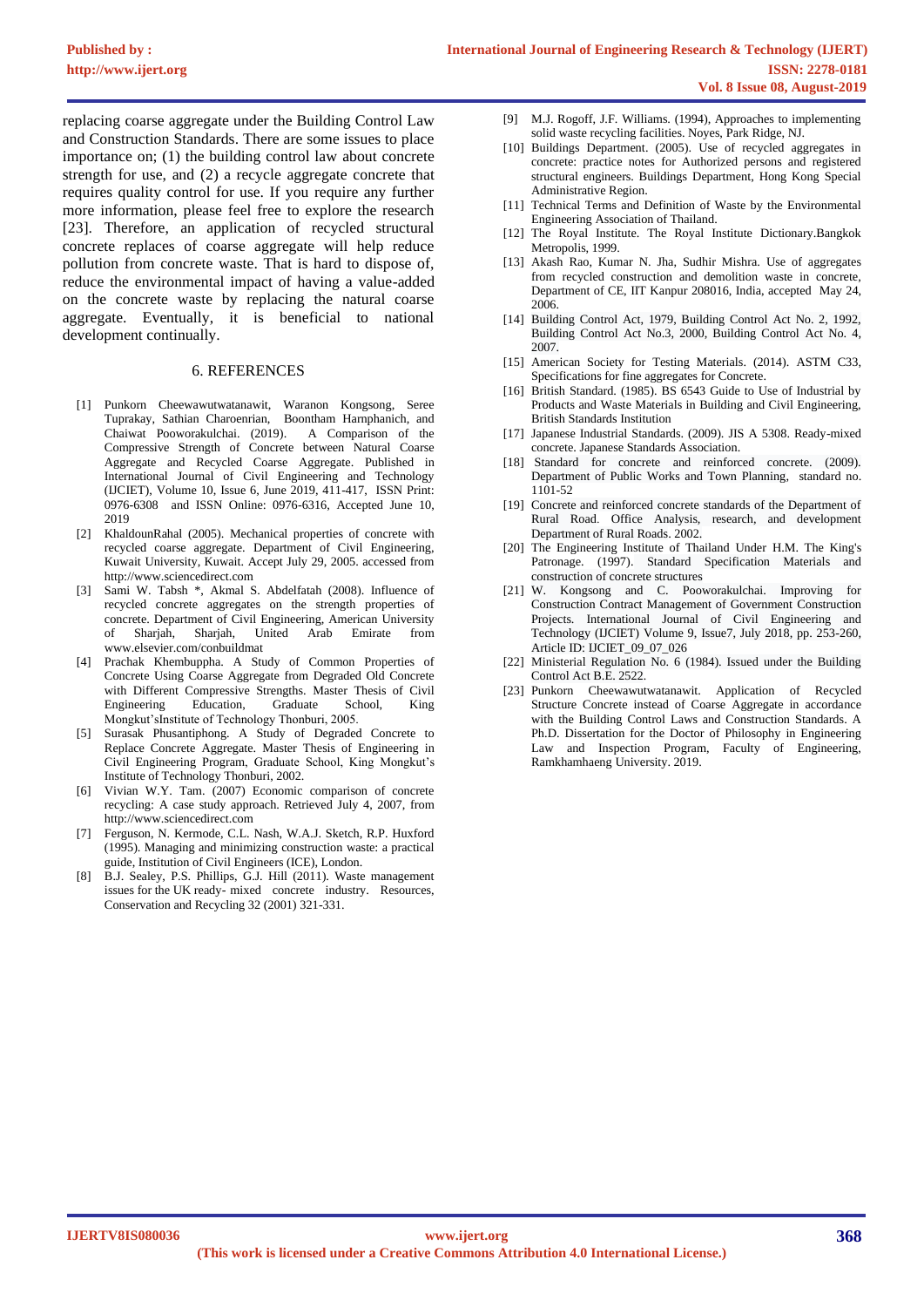replacing coarse aggregate under the Building Control Law and Construction Standards. There are some issues to place importance on; (1) the building control law about concrete strength for use, and (2) a recycle aggregate concrete that requires quality control for use. If you require any further more information, please feel free to explore the research [23]. Therefore, an application of recycled structural concrete replaces of coarse aggregate will help reduce pollution from concrete waste. That is hard to dispose of, reduce the environmental impact of having a value-added on the concrete waste by replacing the natural coarse aggregate. Eventually, it is beneficial to national development continually.

## 6. REFERENCES

[1] Punkorn Cheewawutwatanawit, Waranon Kongsong, Seree Tuprakay, Sathian Charoenrian, Boontham Harnphanich, and Chaiwat Pooworakulchai. (2019). A Comparison of the Compressive Strength of Concrete between Natural Coarse Aggregate and Recycled Coarse Aggregate. Published in International Journal of Civil Engineering and Technology (IJCIET), Volume 10, Issue 6, June 2019, 411-417, ISSN Print: 0976-6308 and ISSN Online: 0976-6316, Accepted June 10, 2019

[2] KhaldounRahal (2005). Mechanical properties of concrete with recycled coarse aggregate. Department of Civil Engineering, Kuwait University, Kuwait. Accept July 29, 2005. accessed from http://www.sciencedirect.com

[3] Sami W. Tabsh *, Akmal S. Abdelfatah (2008). Influence of recycled concrete aggregates on the strength properties of concrete. Department of Civil Engineering, American University of Sharjah, Sharjah, United Arab Emirate from www.elsevier.com/conbuildmat

[4] Prachak Khembuppha. A Study of Common Properties of Concrete Using Coarse Aggregate from Degraded Old Concrete with Different Compressive Strengths. Master Thesis of Civil Engineering Education, Graduate School, King Mongkut'sInstitute of Technology Thonburi, 2005.

[5] Surasak Phusantiphong. A Study of Degraded Concrete to Replace Concrete Aggregate. Master Thesis of Engineering in Civil Engineering Program, Graduate School, King Mongkut's Institute of Technology Thonburi, 2002.

[6] Vivian W.Y. Tam. (2007) Economic comparison of concrete recycling: A case study approach. Retrieved July 4, 2007, from http://www.sciencedirect.com

[7] Ferguson, N. Kermode, C.L. Nash, W.A.J. Sketch, R.P. Huxford (1995). Managing and minimizing construction waste: a practical guide, Institution of Civil Engineers (ICE), London.

[8] B.J. Sealey, P.S. Phillips, G.J. Hill (2011). Waste management issues for the UK ready- mixed concrete industry. Resources, Conservation and Recycling 32 (2001) 321-331.

[9] M.J. Rogoff, J.F. Williams. (1994), Approaches to implementing solid waste recycling facilities. Noyes, Park Ridge, NJ.

[10] Buildings Department. (2005). Use of recycled aggregates in concrete: practice notes for Authorized persons and registered structural engineers. Buildings Department, Hong Kong Special Administrative Region.

[11] Technical Terms and Definition of Waste by the Environmental Engineering Association of Thailand.

[12] The Royal Institute. The Royal Institute Dictionary.Bangkok Metropolis, 1999.

[13] Akash Rao, Kumar N. Jha, Sudhir Mishra. Use of aggregates from recycled construction and demolition waste in concrete, Department of CE, IIT Kanpur 208016, India, accepted May 24, 2006.

[14] Building Control Act, 1979, Building Control Act No. 2, 1992, Building Control Act No.3, 2000, Building Control Act No. 4, 2007.

[15] American Society for Testing Materials. (2014). ASTM C33, Specifications for fine aggregates for Concrete.

[16] British Standard. (1985). BS 6543 Guide to Use of Industrial by Products and Waste Materials in Building and Civil Engineering, British Standards Institution

[17] Japanese Industrial Standards. (2009). JIS A 5308. Ready-mixed concrete. Japanese Standards Association.

[18] Standard for concrete and reinforced concrete. (2009). Department of Public Works and Town Planning, standard no. 1101-52

[19] Concrete and reinforced concrete standards of the Department of Rural Road. Office Analysis, research, and development Department of Rural Roads. 2002.

[20] The Engineering Institute of Thailand Under H.M. The King's Patronage. (1997). Standard Specification Materials and construction of concrete structures

[21] W. Kongsong and C. Pooworakulchai. Improving for Construction Contract Management of Government Construction Projects. International Journal of Civil Engineering and Technology (IJCIET) Volume 9, Issue7, July 2018, pp. 253-260, Article ID: IJCIET_09_07_026

[22] Ministerial Regulation No. 6 (1984). Issued under the Building Control Act B.E. 2522.

[23] Punkorn Cheewawutwatanawit. Application of Recycled Structure Concrete instead of Coarse Aggregate in accordance with the Building Control Laws and Construction Standards. A Ph.D. Dissertation for the Doctor of Philosophy in Engineering Law and Inspection Program, Faculty of Engineering, Ramkhamhaeng University. 2019.